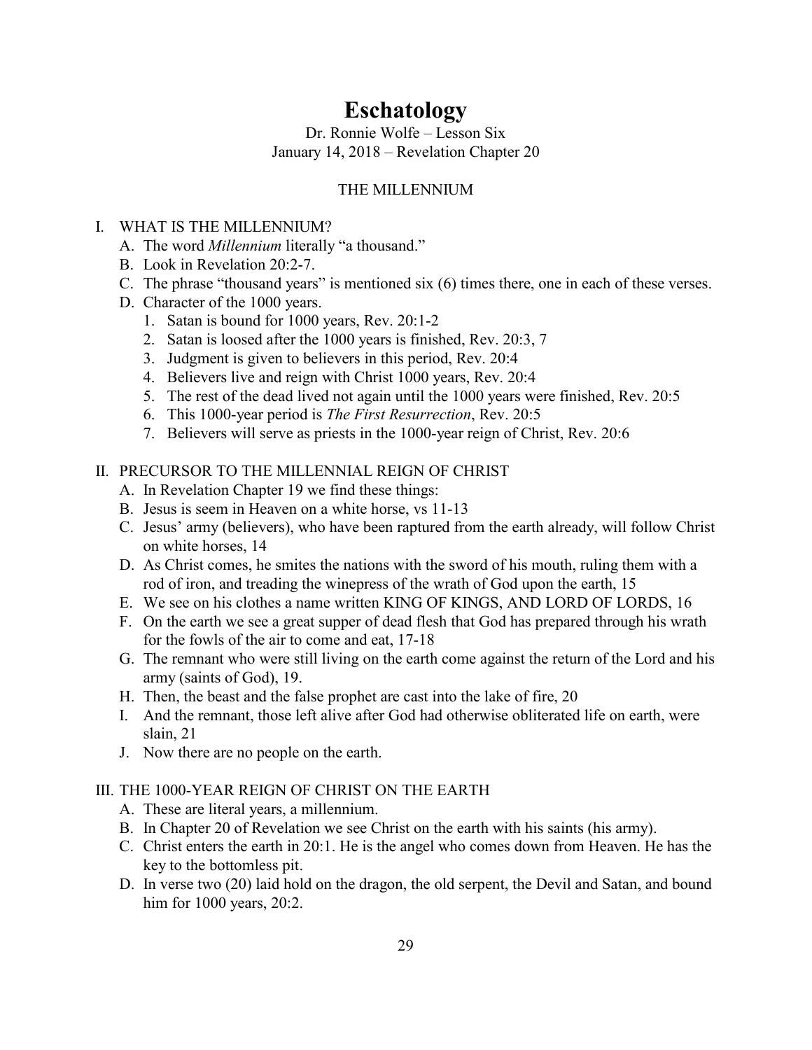# Eschatology

Dr. Ronnie Wolfe – Lesson Six
January 14, 2018 – Revelation Chapter 20

THE MILLENNIUM

I. WHAT IS THE MILLENNIUM?
   A. The word *Millennium* literally "a thousand."
   B. Look in Revelation 20:2-7.
   C. The phrase "thousand years" is mentioned six (6) times there, one in each of these verses.
   D. Character of the 1000 years.
      1. Satan is bound for 1000 years, Rev. 20:1-2
      2. Satan is loosed after the 1000 years is finished, Rev. 20:3, 7
      3. Judgment is given to believers in this period, Rev. 20:4
      4. Believers live and reign with Christ 1000 years, Rev. 20:4
      5. The rest of the dead lived not again until the 1000 years were finished, Rev. 20:5
      6. This 1000-year period is *The First Resurrection*, Rev. 20:5
      7. Believers will serve as priests in the 1000-year reign of Christ, Rev. 20:6

II. PRECURSOR TO THE MILLENNIAL REIGN OF CHRIST
   A. In Revelation Chapter 19 we find these things:
   B. Jesus is seem in Heaven on a white horse, vs 11-13
   C. Jesus' army (believers), who have been raptured from the earth already, will follow Christ on white horses, 14
   D. As Christ comes, he smites the nations with the sword of his mouth, ruling them with a rod of iron, and treading the winepress of the wrath of God upon the earth, 15
   E. We see on his clothes a name written KING OF KINGS, AND LORD OF LORDS, 16
   F. On the earth we see a great supper of dead flesh that God has prepared through his wrath for the fowls of the air to come and eat, 17-18
   G. The remnant who were still living on the earth come against the return of the Lord and his army (saints of God), 19.
   H. Then, the beast and the false prophet are cast into the lake of fire, 20
   I. And the remnant, those left alive after God had otherwise obliterated life on earth, were slain, 21
   J. Now there are no people on the earth.

III. THE 1000-YEAR REIGN OF CHRIST ON THE EARTH
   A. These are literal years, a millennium.
   B. In Chapter 20 of Revelation we see Christ on the earth with his saints (his army).
   C. Christ enters the earth in 20:1. He is the angel who comes down from Heaven. He has the key to the bottomless pit.
   D. In verse two (20) laid hold on the dragon, the old serpent, the Devil and Satan, and bound him for 1000 years, 20:2.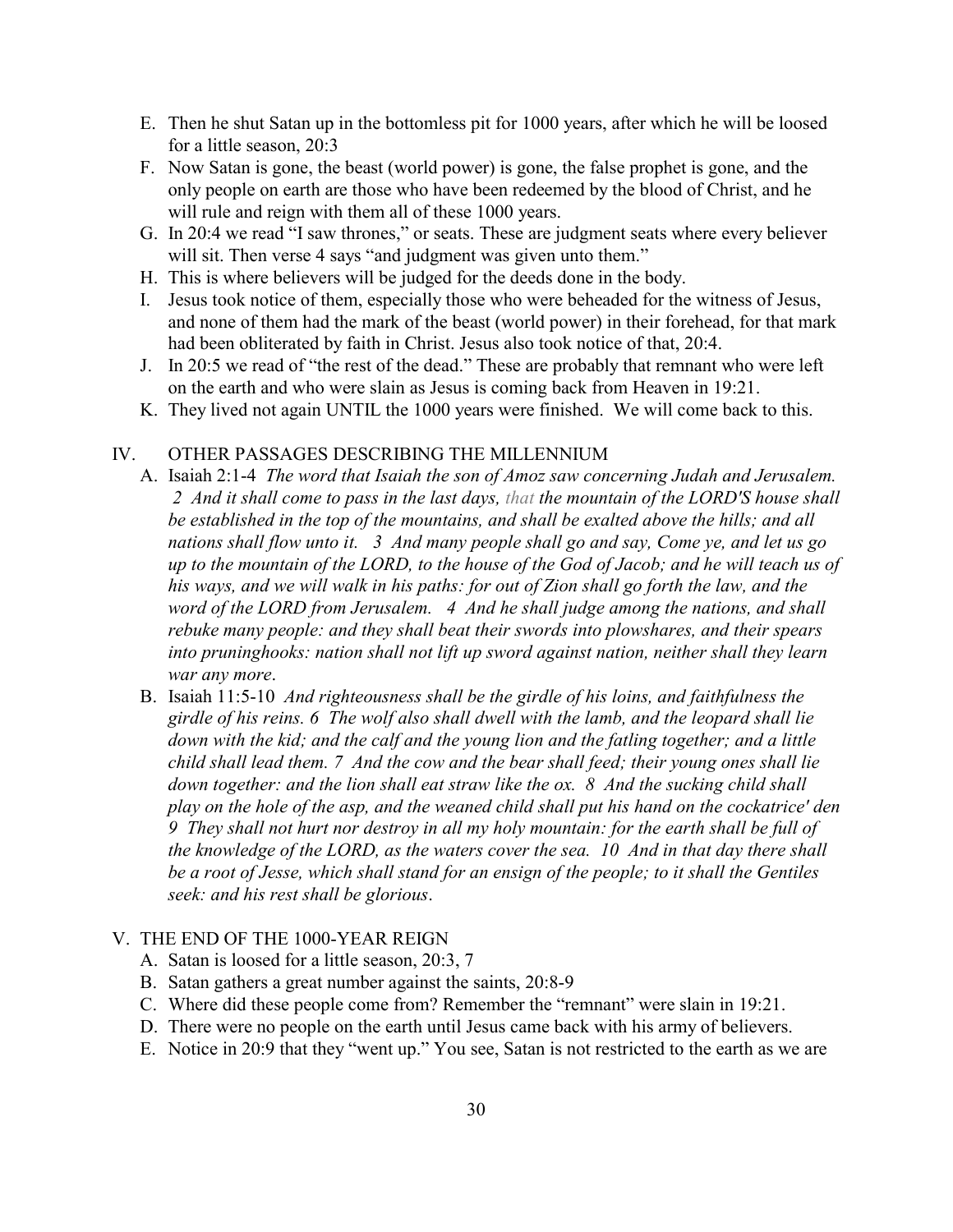E. Then he shut Satan up in the bottomless pit for 1000 years, after which he will be loosed for a little season, 20:3

F. Now Satan is gone, the beast (world power) is gone, the false prophet is gone, and the only people on earth are those who have been redeemed by the blood of Christ, and he will rule and reign with them all of these 1000 years.

G. In 20:4 we read "I saw thrones," or seats. These are judgment seats where every believer will sit. Then verse 4 says "and judgment was given unto them."

H. This is where believers will be judged for the deeds done in the body.

I. Jesus took notice of them, especially those who were beheaded for the witness of Jesus, and none of them had the mark of the beast (world power) in their forehead, for that mark had been obliterated by faith in Christ. Jesus also took notice of that, 20:4.

J. In 20:5 we read of "the rest of the dead." These are probably that remnant who were left on the earth and who were slain as Jesus is coming back from Heaven in 19:21.

K. They lived not again UNTIL the 1000 years were finished. We will come back to this.

## IV. OTHER PASSAGES DESCRIBING THE MILLENNIUM

A. Isaiah 2:1-4 *The word that Isaiah the son of Amoz saw concerning Judah and Jerusalem. 2 And it shall come to pass in the last days, that the mountain of the LORD'S house shall be established in the top of the mountains, and shall be exalted above the hills; and all nations shall flow unto it. 3 And many people shall go and say, Come ye, and let us go up to the mountain of the LORD, to the house of the God of Jacob; and he will teach us of his ways, and we will walk in his paths: for out of Zion shall go forth the law, and the word of the LORD from Jerusalem. 4 And he shall judge among the nations, and shall rebuke many people: and they shall beat their swords into plowshares, and their spears into pruninghooks: nation shall not lift up sword against nation, neither shall they learn war any more*.

B. Isaiah 11:5-10 *And righteousness shall be the girdle of his loins, and faithfulness the girdle of his reins. 6 The wolf also shall dwell with the lamb, and the leopard shall lie down with the kid; and the calf and the young lion and the fatling together; and a little child shall lead them. 7 And the cow and the bear shall feed; their young ones shall lie down together: and the lion shall eat straw like the ox. 8 And the sucking child shall play on the hole of the asp, and the weaned child shall put his hand on the cockatrice' den 9 They shall not hurt nor destroy in all my holy mountain: for the earth shall be full of the knowledge of the LORD, as the waters cover the sea. 10 And in that day there shall be a root of Jesse, which shall stand for an ensign of the people; to it shall the Gentiles seek: and his rest shall be glorious*.

## V. THE END OF THE 1000-YEAR REIGN

A. Satan is loosed for a little season, 20:3, 7

B. Satan gathers a great number against the saints, 20:8-9

C. Where did these people come from? Remember the "remnant" were slain in 19:21.

D. There were no people on the earth until Jesus came back with his army of believers.

E. Notice in 20:9 that they "went up." You see, Satan is not restricted to the earth as we are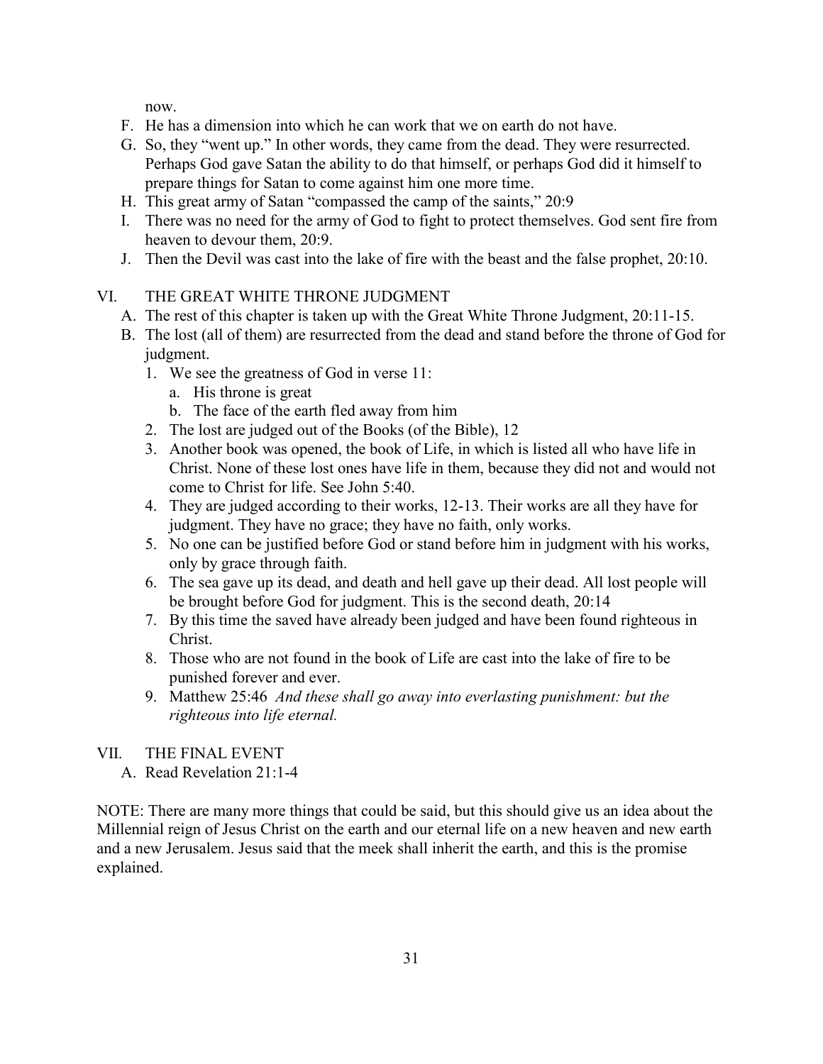now.

F. He has a dimension into which he can work that we on earth do not have.

G. So, they "went up." In other words, they came from the dead. They were resurrected. Perhaps God gave Satan the ability to do that himself, or perhaps God did it himself to prepare things for Satan to come against him one more time.

H. This great army of Satan "compassed the camp of the saints," 20:9

I. There was no need for the army of God to fight to protect themselves. God sent fire from heaven to devour them, 20:9.

J. Then the Devil was cast into the lake of fire with the beast and the false prophet, 20:10.

## VI. THE GREAT WHITE THRONE JUDGMENT

A. The rest of this chapter is taken up with the Great White Throne Judgment, 20:11-15.

B. The lost (all of them) are resurrected from the dead and stand before the throne of God for judgment.

1. We see the greatness of God in verse 11:
   a. His throne is great
   b. The face of the earth fled away from him
2. The lost are judged out of the Books (of the Bible), 12
3. Another book was opened, the book of Life, in which is listed all who have life in Christ. None of these lost ones have life in them, because they did not and would not come to Christ for life. See John 5:40.
4. They are judged according to their works, 12-13. Their works are all they have for judgment. They have no grace; they have no faith, only works.
5. No one can be justified before God or stand before him in judgment with his works, only by grace through faith.
6. The sea gave up its dead, and death and hell gave up their dead. All lost people will be brought before God for judgment. This is the second death, 20:14
7. By this time the saved have already been judged and have been found righteous in Christ.
8. Those who are not found in the book of Life are cast into the lake of fire to be punished forever and ever.
9. Matthew 25:46 *And these shall go away into everlasting punishment: but the righteous into life eternal.*

## VII. THE FINAL EVENT

A. Read Revelation 21:1-4

NOTE: There are many more things that could be said, but this should give us an idea about the Millennial reign of Jesus Christ on the earth and our eternal life on a new heaven and new earth and a new Jerusalem. Jesus said that the meek shall inherit the earth, and this is the promise explained.